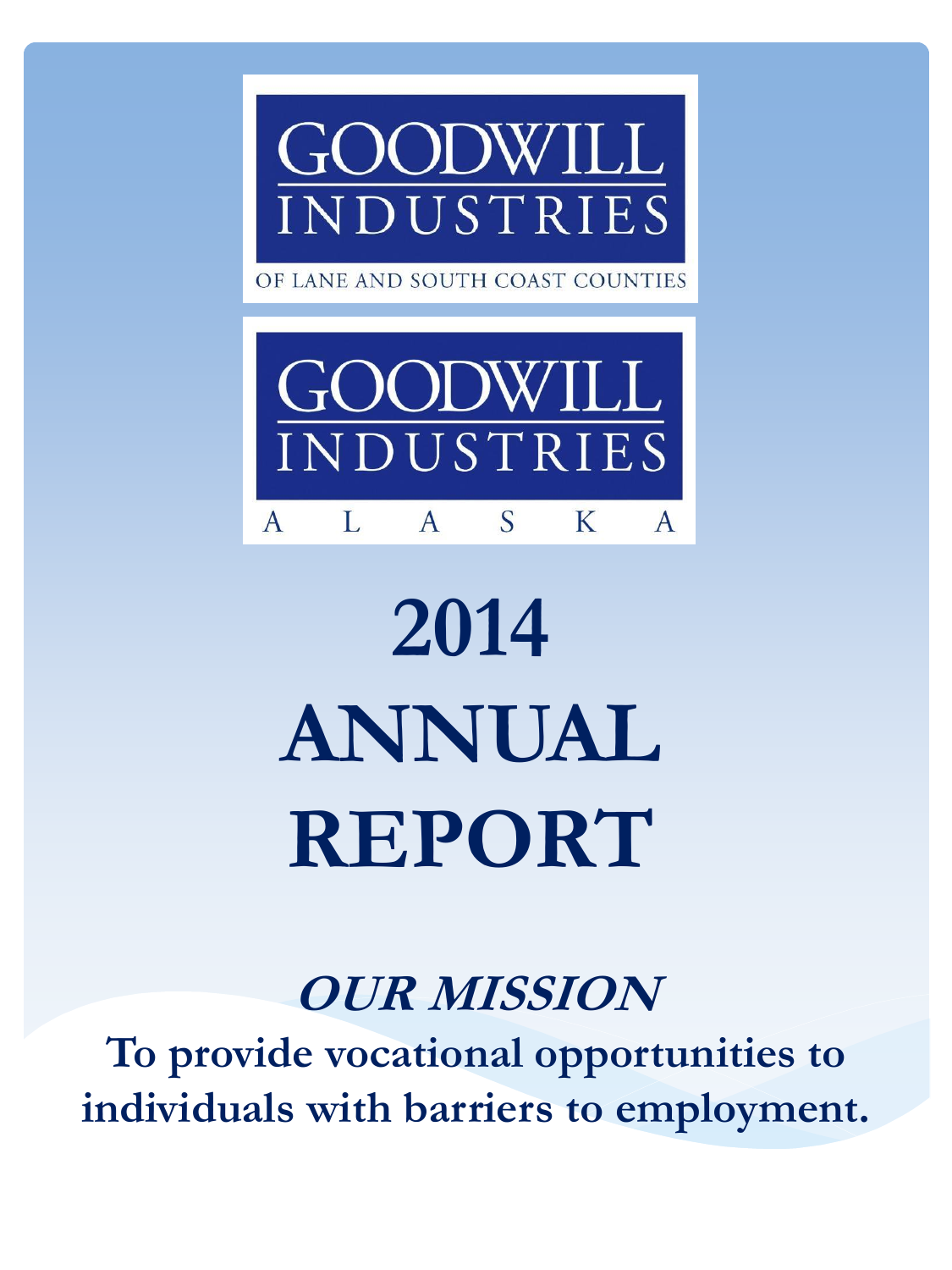GOODWILL INDUSTRIES

OF LANE AND SOUTH COAST COUNTIES

GOODWILL INDUSTRIES

ALASKA

# 2014 ANNUAL REPORT

## *OUR MISSION*

**To provide vocational opportunities to individuals with barriers to employment.**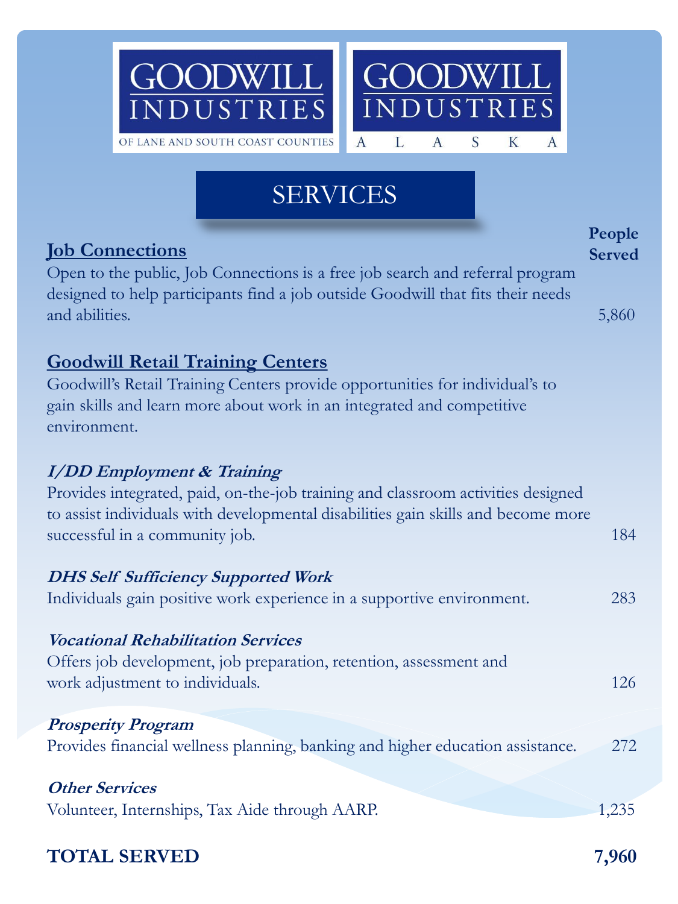GOODWILL INDUSTRIES OF LANE AND SOUTH COAST COUNTIES

GOODWILL INDUSTRIES ALASKA

# SERVICES

**People Served**

## Job Connections

Open to the public, Job Connections is a free job search and referral program designed to help participants find a job outside Goodwill that fits their needs and abilities. — 5,860

## Goodwill Retail Training Centers

Goodwill's Retail Training Centers provide opportunities for individual's to gain skills and learn more about work in an integrated and competitive environment.

### *I/DD Employment & Training*

Provides integrated, paid, on-the-job training and classroom activities designed to assist individuals with developmental disabilities gain skills and become more successful in a community job. — 184

### *DHS Self Sufficiency Supported Work*

Individuals gain positive work experience in a supportive environment. — 283

### *Vocational Rehabilitation Services*

Offers job development, job preparation, retention, assessment and work adjustment to individuals. — 126

### *Prosperity Program*

Provides financial wellness planning, banking and higher education assistance. — 272

### *Other Services*

Volunteer, Internships, Tax Aide through AARP. — 1,235

**TOTAL SERVED — 7,960**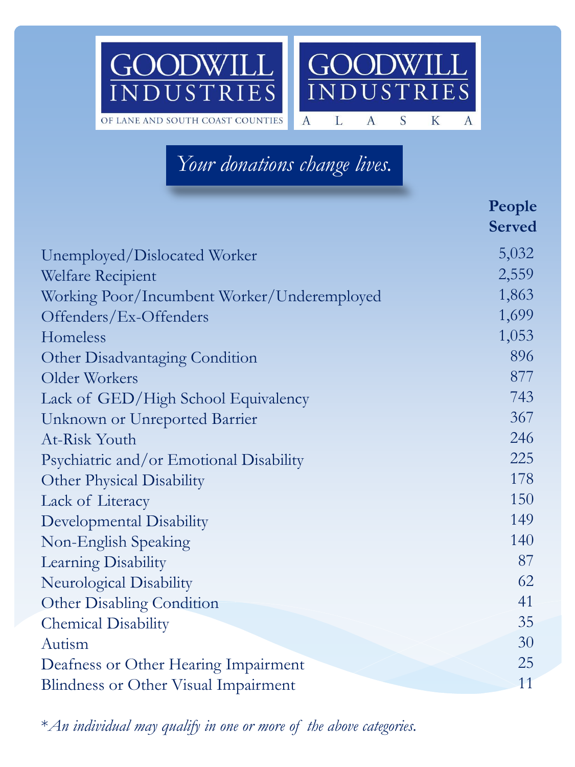GOODWILL INDUSTRIES OF LANE AND SOUTH COAST COUNTIES

GOODWILL INDUSTRIES ALASKA

*Your donations change lives.*

| | **People Served** |
|---|---|
| Unemployed/Dislocated Worker | 5,032 |
| Welfare Recipient | 2,559 |
| Working Poor/Incumbent Worker/Underemployed | 1,863 |
| Offenders/Ex-Offenders | 1,699 |
| Homeless | 1,053 |
| Other Disadvantaging Condition | 896 |
| Older Workers | 877 |
| Lack of GED/High School Equivalency | 743 |
| Unknown or Unreported Barrier | 367 |
| At-Risk Youth | 246 |
| Psychiatric and/or Emotional Disability | 225 |
| Other Physical Disability | 178 |
| Lack of Literacy | 150 |
| Developmental Disability | 149 |
| Non-English Speaking | 140 |
| Learning Disability | 87 |
| Neurological Disability | 62 |
| Other Disabling Condition | 41 |
| Chemical Disability | 35 |
| Autism | 30 |
| Deafness or Other Hearing Impairment | 25 |
| Blindness or Other Visual Impairment | 11 |

**An individual may qualify in one or more of the above categories.*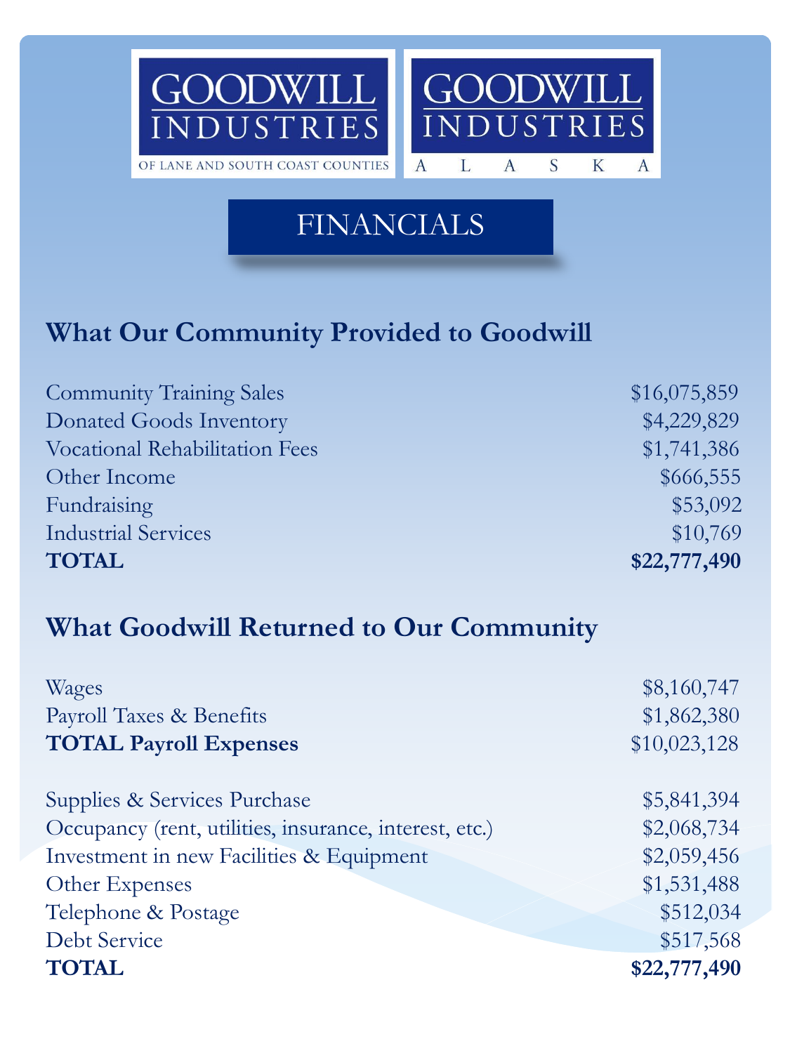GOODWILL INDUSTRIES OF LANE AND SOUTH COAST COUNTIES

GOODWILL INDUSTRIES ALASKA

# FINANCIALS

## What Our Community Provided to Goodwill

| | |
|---|---|
| Community Training Sales | $16,075,859 |
| Donated Goods Inventory | $4,229,829 |
| Vocational Rehabilitation Fees | $1,741,386 |
| Other Income | $666,555 |
| Fundraising | $53,092 |
| Industrial Services | $10,769 |
| **TOTAL** | **$22,777,490** |

## What Goodwill Returned to Our Community

| | |
|---|---|
| Wages | $8,160,747 |
| Payroll Taxes & Benefits | $1,862,380 |
| **TOTAL Payroll Expenses** | $10,023,128 |
| | |
| Supplies & Services Purchase | $5,841,394 |
| Occupancy (rent, utilities, insurance, interest, etc.) | $2,068,734 |
| Investment in new Facilities & Equipment | $2,059,456 |
| Other Expenses | $1,531,488 |
| Telephone & Postage | $512,034 |
| Debt Service | $517,568 |
| **TOTAL** | **$22,777,490** |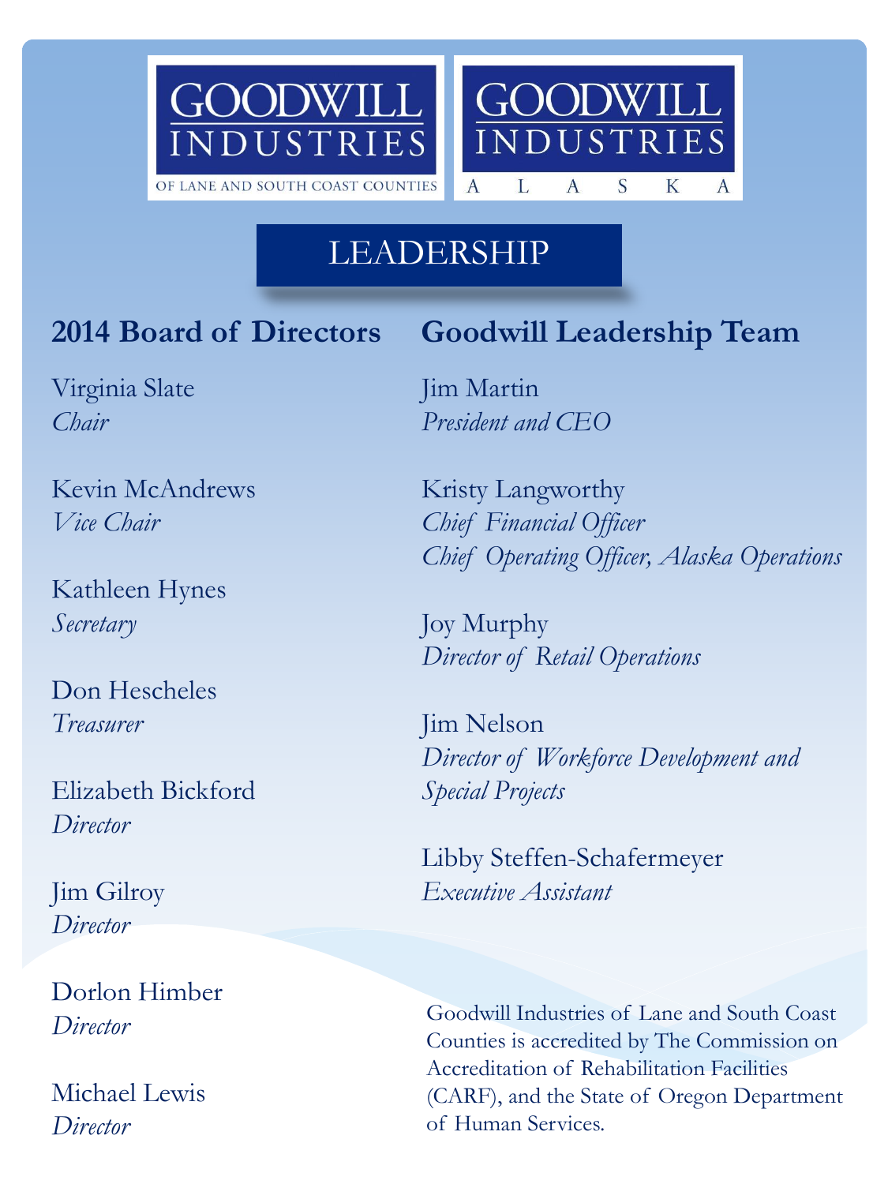GOODWILL INDUSTRIES OF LANE AND SOUTH COAST COUNTIES

GOODWILL INDUSTRIES ALASKA

# LEADERSHIP

## 2014 Board of Directors

Virginia Slate
*Chair*

Kevin McAndrews
*Vice Chair*

Kathleen Hynes
*Secretary*

Don Hescheles
*Treasurer*

Elizabeth Bickford
*Director*

Jim Gilroy
*Director*

Dorlon Himber
*Director*

Michael Lewis
*Director*

## Goodwill Leadership Team

Jim Martin
*President and CEO*

Kristy Langworthy
*Chief Financial Officer*
*Chief Operating Officer, Alaska Operations*

Joy Murphy
*Director of Retail Operations*

Jim Nelson
*Director of Workforce Development and Special Projects*

Libby Steffen-Schafermeyer
*Executive Assistant*

Goodwill Industries of Lane and South Coast Counties is accredited by The Commission on Accreditation of Rehabilitation Facilities (CARF), and the State of Oregon Department of Human Services.